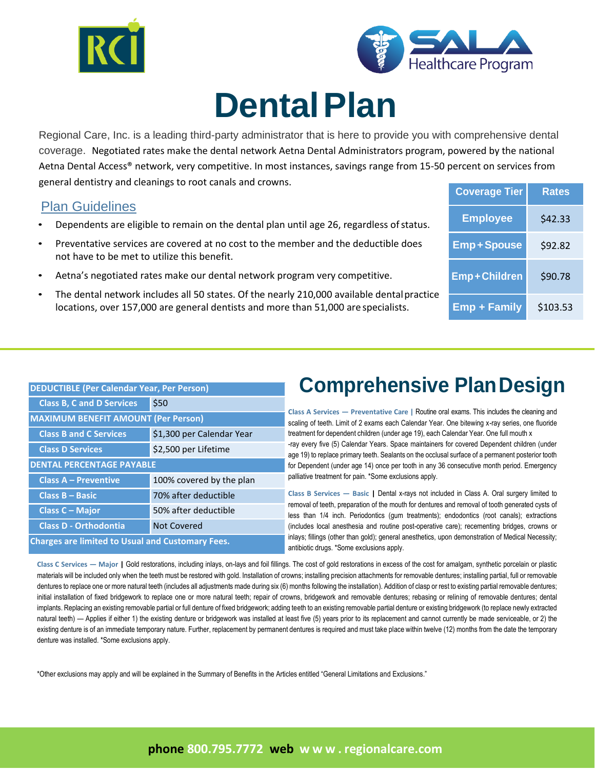# Dental Plan

Regional Care, Inc. is a leading third-party administrator that is here to provide you with comprehensive dental coverage. Negotiated rates make the dental network Aetna Dental Administrators program, powered by the national Aetna Dental Access® network, very competitive. In most instances, savings range from 15-50 percent on services from general dentistry and cleanings to root canals and crowns.

## Plan Guidelines

- Dependents are eligible to remain on the dental plan until age 26, regardless of status.
- Preventative services are covered at no cost to the member and the deductible does not have to be met to utilize this benefit.
- Aetna's negotiated rates make our dental network program very competitive.
- The dental network includes all 50 states. Of the nearly 210,000 available dental practice locations, over 157,000 are general dentists and more than 51,000 are specialists.

| Coverage Tier | Rates |
|---|---|
| Employee | $42.33 |
| Emp+Spouse | $92.82 |
| Emp+Children | $90.78 |
| Emp + Family | $103.53 |

| DEDUCTIBLE (Per Calendar Year, Per Person) | |
|---|---|
| Class B, C and D Services | $50 |
| **MAXIMUM BENEFIT AMOUNT (Per Person)** | |
| Class B and C Services | $1,300 per Calendar Year |
| Class D Services | $2,500 per Lifetime |
| **DENTAL PERCENTAGE PAYABLE** | |
| Class A – Preventive | 100% covered by the plan |
| Class B – Basic | 70% after deductible |
| Class C – Major | 50% after deductible |
| Class D - Orthodontia | Not Covered |
| **Charges are limited to Usual and Customary Fees.** | |

## Comprehensive Plan Design

**Class A Services — Preventative Care |** Routine oral exams. This includes the cleaning and scaling of teeth. Limit of 2 exams each Calendar Year. One bitewing x-ray series, one fluoride treatment for dependent children (under age 19), each Calendar Year. One full mouth x-ray every five (5) Calendar Years. Space maintainers for covered Dependent children (under age 19) to replace primary teeth. Sealants on the occlusal surface of a permanent posterior tooth for Dependent (under age 14) once per tooth in any 36 consecutive month period. Emergency palliative treatment for pain. *Some exclusions apply.

**Class B Services — Basic |** Dental x-rays not included in Class A. Oral surgery limited to removal of teeth, preparation of the mouth for dentures and removal of tooth generated cysts of less than 1/4 inch. Periodontics (gum treatments); endodontics (root canals); extractions (includes local anesthesia and routine post-operative care); recementing bridges, crowns or inlays; fillings (other than gold); general anesthetics, upon demonstration of Medical Necessity; antibiotic drugs. *Some exclusions apply.

**Class C Services — Major |** Gold restorations, including inlays, on-lays and foil fillings. The cost of gold restorations in excess of the cost for amalgam, synthetic porcelain or plastic materials will be included only when the teeth must be restored with gold. Installation of crowns; installing precision attachments for removable dentures; installing partial, full or removable dentures to replace one or more natural teeth (includes all adjustments made during six (6) months following the installation). Addition of clasp or rest to existing partial removable dentures; initial installation of fixed bridgework to replace one or more natural teeth; repair of crowns, bridgework and removable dentures; rebasing or relining of removable dentures; dental implants. Replacing an existing removable partial or full denture of fixed bridgework; adding teeth to an existing removable partial denture or existing bridgework (to replace newly extracted natural teeth) — Applies if either 1) the existing denture or bridgework was installed at least five (5) years prior to its replacement and cannot currently be made serviceable, or 2) the existing denture is of an immediate temporary nature. Further, replacement by permanent dentures is required and must take place within twelve (12) months from the date the temporary denture was installed. *Some exclusions apply.

*Other exclusions may apply and will be explained in the Summary of Benefits in the Articles entitled "General Limitations and Exclusions."

**phone** 800.795.7772 **web** www.regionalcare.com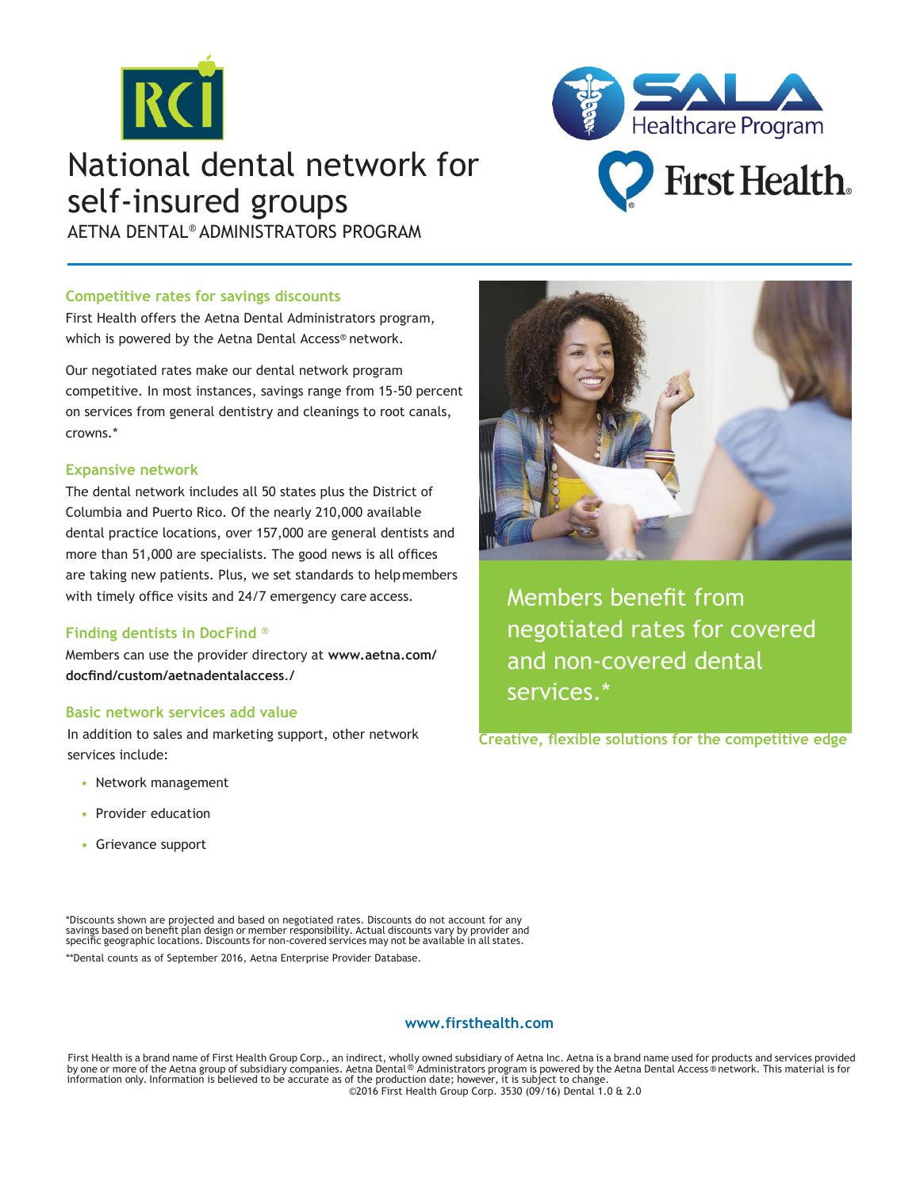# National dental network for self-insured groups

AETNA DENTAL® ADMINISTRATORS PROGRAM

### Competitive rates for savings discounts

First Health offers the Aetna Dental Administrators program, which is powered by the Aetna Dental Access® network.

Our negotiated rates make our dental network program competitive. In most instances, savings range from 15-50 percent on services from general dentistry and cleanings to root canals, crowns.*

### Expansive network

The dental network includes all 50 states plus the District of Columbia and Puerto Rico. Of the nearly 210,000 available dental practice locations, over 157,000 are general dentists and more than 51,000 are specialists. The good news is all offices are taking new patients. Plus, we set standards to help members with timely office visits and 24/7 emergency care access.

### Finding dentists in DocFind ®

Members can use the provider directory at **www.aetna.com/docfind/custom/aetnadentalaccess./**

### Basic network services add value

In addition to sales and marketing support, other network services include:

- Network management
- Provider education
- Grievance support

Members benefit from negotiated rates for covered and non-covered dental services.*

**Creative, flexible solutions for the competitive edge**

*Discounts shown are projected and based on negotiated rates. Discounts do not account for any savings based on benefit plan design or member responsibility. Actual discounts vary by provider and specific geographic locations. Discounts for non-covered services may not be available in all states.

**Dental counts as of September 2016, Aetna Enterprise Provider Database.

**www.firsthealth.com**

First Health is a brand name of First Health Group Corp., an indirect, wholly owned subsidiary of Aetna Inc. Aetna is a brand name used for products and services provided by one or more of the Aetna group of subsidiary companies. Aetna Dental® Administrators program is powered by the Aetna Dental Access® network. This material is for information only. Information is believed to be accurate as of the production date; however, it is subject to change.

©2016 First Health Group Corp. 3530 (09/16) Dental 1.0 & 2.0